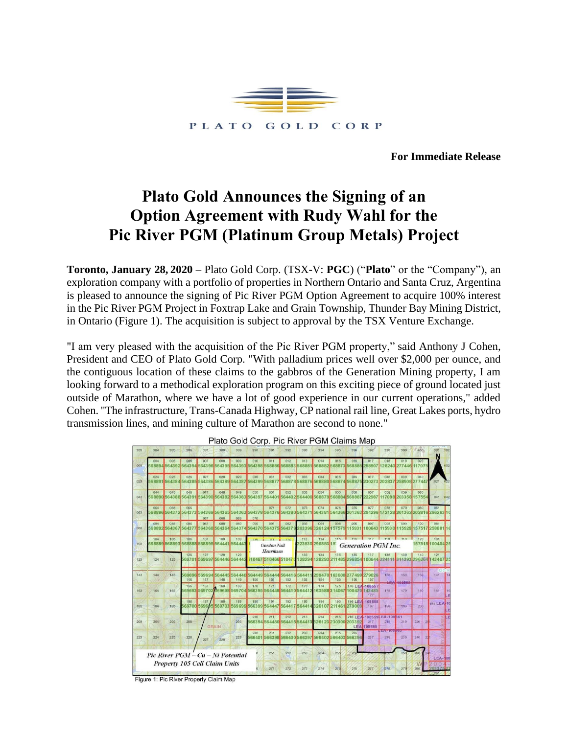PLATO GOLD CORP

**For Immediate Release**

# Plato Gold Announces the Signing of an Option Agreement with Rudy Wahl for the Pic River PGM (Platinum Group Metals) Project

**Toronto, January 28, 2020** – Plato Gold Corp. (TSX-V: **PGC**) ("**Plato**" or the "Company"), an exploration company with a portfolio of properties in Northern Ontario and Santa Cruz, Argentina is pleased to announce the signing of Pic River PGM Option Agreement to acquire 100% interest in the Pic River PGM Project in Foxtrap Lake and Grain Township, Thunder Bay Mining District, in Ontario (Figure 1). The acquisition is subject to approval by the TSX Venture Exchange.

"I am very pleased with the acquisition of the Pic River PGM property," said Anthony J Cohen, President and CEO of Plato Gold Corp. "With palladium prices well over $2,000 per ounce, and the contiguous location of these claims to the gabbros of the Generation Mining property, I am looking forward to a methodical exploration program on this exciting piece of ground located just outside of Marathon, where we have a lot of good experience in our current operations," added Cohen. "The infrastructure, Trans-Canada Highway, CP national rail line, Great Lakes ports, hydro transmission lines, and mining culture of Marathon are second to none."

Plato Gold Corp. Pic River PGM Claims Map

Figure 1: Pic River Property Claim Map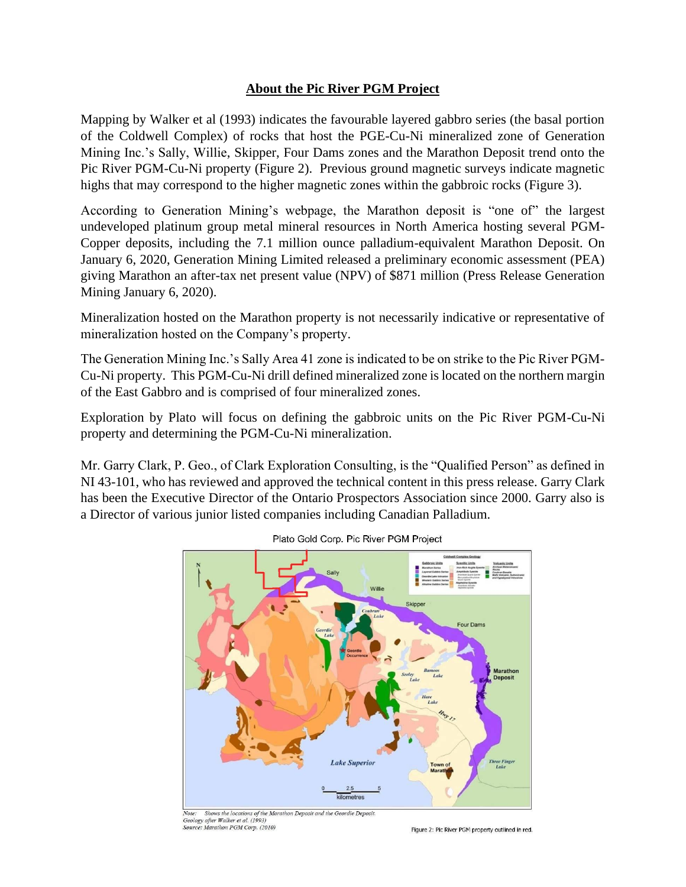## About the Pic River PGM Project

Mapping by Walker et al (1993) indicates the favourable layered gabbro series (the basal portion of the Coldwell Complex) of rocks that host the PGE-Cu-Ni mineralized zone of Generation Mining Inc.'s Sally, Willie, Skipper, Four Dams zones and the Marathon Deposit trend onto the Pic River PGM-Cu-Ni property (Figure 2). Previous ground magnetic surveys indicate magnetic highs that may correspond to the higher magnetic zones within the gabbroic rocks (Figure 3).

According to Generation Mining's webpage, the Marathon deposit is "one of" the largest undeveloped platinum group metal mineral resources in North America hosting several PGM-Copper deposits, including the 7.1 million ounce palladium-equivalent Marathon Deposit. On January 6, 2020, Generation Mining Limited released a preliminary economic assessment (PEA) giving Marathon an after-tax net present value (NPV) of $871 million (Press Release Generation Mining January 6, 2020).

Mineralization hosted on the Marathon property is not necessarily indicative or representative of mineralization hosted on the Company's property.

The Generation Mining Inc.'s Sally Area 41 zone is indicated to be on strike to the Pic River PGM-Cu-Ni property. This PGM-Cu-Ni drill defined mineralized zone is located on the northern margin of the East Gabbro and is comprised of four mineralized zones.

Exploration by Plato will focus on defining the gabbroic units on the Pic River PGM-Cu-Ni property and determining the PGM-Cu-Ni mineralization.

Mr. Garry Clark, P. Geo., of Clark Exploration Consulting, is the "Qualified Person" as defined in NI 43-101, who has reviewed and approved the technical content in this press release. Garry Clark has been the Executive Director of the Ontario Prospectors Association since 2000. Garry also is a Director of various junior listed companies including Canadian Palladium.

Plato Gold Corp. Pic River PGM Project

*Note: Shows the locations of the Marathon Deposit and the Geordie Deposit.*
*Geology after Walker et al. (1993)*
*Source: Marathon PGM Corp. (2010)*

Figure 2: Pic River PGM property outlined in red.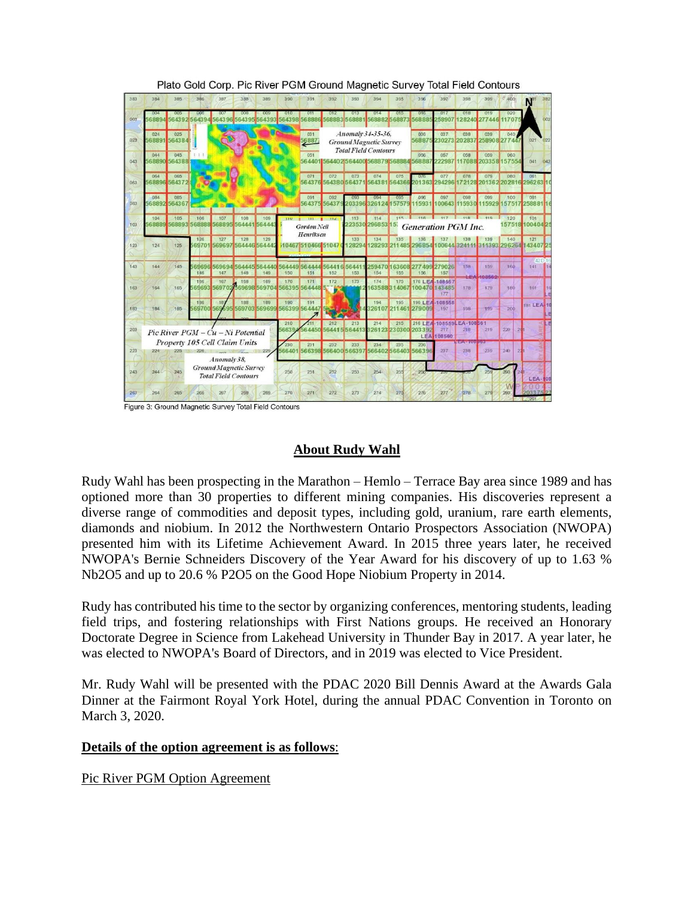Plato Gold Corp. Pic River PGM Ground Magnetic Survey Total Field Contours

Figure 3: Ground Magnetic Survey Total Field Contours

## About Rudy Wahl

Rudy Wahl has been prospecting in the Marathon – Hemlo – Terrace Bay area since 1989 and has optioned more than 30 properties to different mining companies. His discoveries represent a diverse range of commodities and deposit types, including gold, uranium, rare earth elements, diamonds and niobium. In 2012 the Northwestern Ontario Prospectors Association (NWOPA) presented him with its Lifetime Achievement Award. In 2015 three years later, he received NWOPA's Bernie Schneiders Discovery of the Year Award for his discovery of up to 1.63 % $Nb_2O_5$ and up to 20.6 % $P_2O_5$ on the Good Hope Niobium Property in 2014.

Rudy has contributed his time to the sector by organizing conferences, mentoring students, leading field trips, and fostering relationships with First Nations groups. He received an Honorary Doctorate Degree in Science from Lakehead University in Thunder Bay in 2017. A year later, he was elected to NWOPA's Board of Directors, and in 2019 was elected to Vice President.

Mr. Rudy Wahl will be presented with the PDAC 2020 Bill Dennis Award at the Awards Gala Dinner at the Fairmont Royal York Hotel, during the annual PDAC Convention in Toronto on March 3, 2020.

**Details of the option agreement is as follows:**

Pic River PGM Option Agreement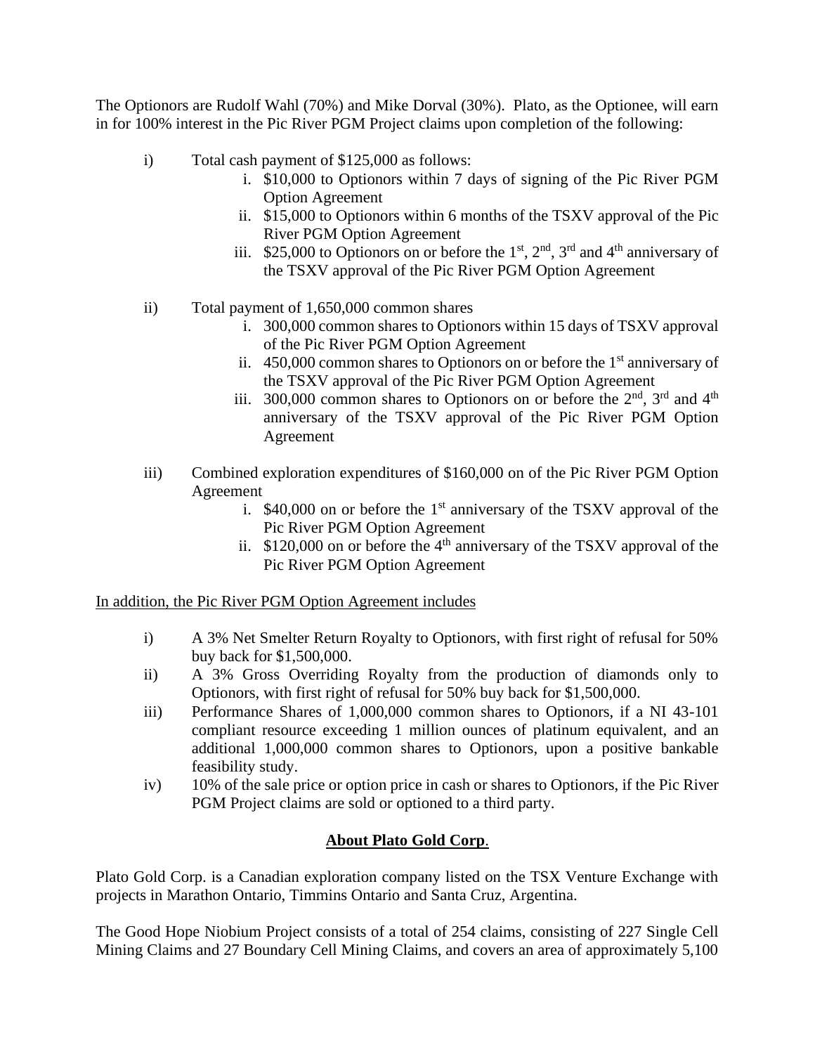The Optionors are Rudolf Wahl (70%) and Mike Dorval (30%). Plato, as the Optionee, will earn in for 100% interest in the Pic River PGM Project claims upon completion of the following:

i) Total cash payment of $125,000 as follows:
   i. $10,000 to Optionors within 7 days of signing of the Pic River PGM Option Agreement
   ii. $15,000 to Optionors within 6 months of the TSXV approval of the Pic River PGM Option Agreement
   iii. $25,000 to Optionors on or before the 1st, 2nd, 3rd and 4th anniversary of the TSXV approval of the Pic River PGM Option Agreement

ii) Total payment of 1,650,000 common shares
   i. 300,000 common shares to Optionors within 15 days of TSXV approval of the Pic River PGM Option Agreement
   ii. 450,000 common shares to Optionors on or before the 1st anniversary of the TSXV approval of the Pic River PGM Option Agreement
   iii. 300,000 common shares to Optionors on or before the 2nd, 3rd and 4th anniversary of the TSXV approval of the Pic River PGM Option Agreement

iii) Combined exploration expenditures of $160,000 on of the Pic River PGM Option Agreement
   i. $40,000 on or before the 1st anniversary of the TSXV approval of the Pic River PGM Option Agreement
   ii. $120,000 on or before the 4th anniversary of the TSXV approval of the Pic River PGM Option Agreement

In addition, the Pic River PGM Option Agreement includes

i) A 3% Net Smelter Return Royalty to Optionors, with first right of refusal for 50% buy back for $1,500,000.
ii) A 3% Gross Overriding Royalty from the production of diamonds only to Optionors, with first right of refusal for 50% buy back for $1,500,000.
iii) Performance Shares of 1,000,000 common shares to Optionors, if a NI 43-101 compliant resource exceeding 1 million ounces of platinum equivalent, and an additional 1,000,000 common shares to Optionors, upon a positive bankable feasibility study.
iv) 10% of the sale price or option price in cash or shares to Optionors, if the Pic River PGM Project claims are sold or optioned to a third party.

## About Plato Gold Corp.

Plato Gold Corp. is a Canadian exploration company listed on the TSX Venture Exchange with projects in Marathon Ontario, Timmins Ontario and Santa Cruz, Argentina.

The Good Hope Niobium Project consists of a total of 254 claims, consisting of 227 Single Cell Mining Claims and 27 Boundary Cell Mining Claims, and covers an area of approximately 5,100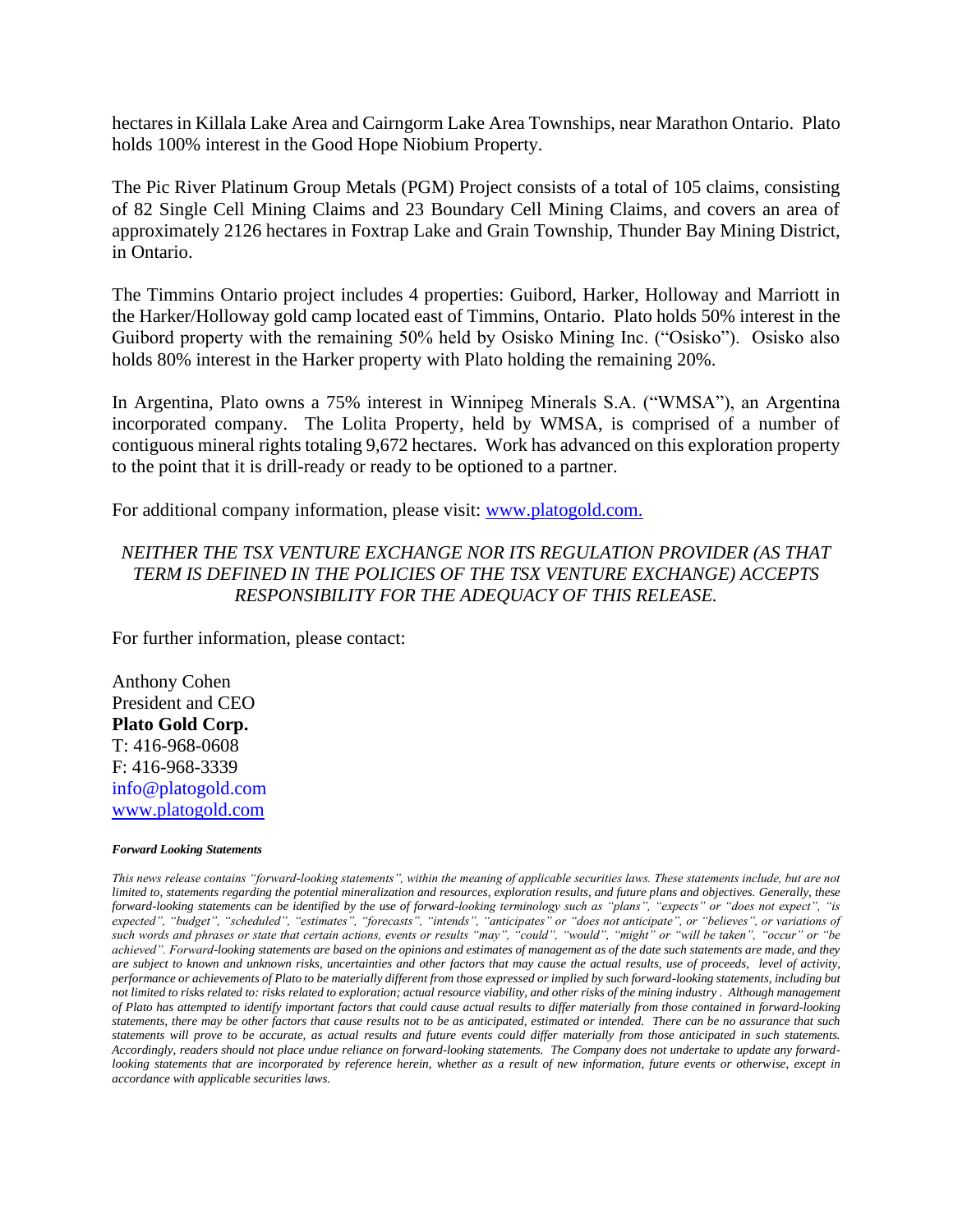hectares in Killala Lake Area and Cairngorm Lake Area Townships, near Marathon Ontario. Plato holds 100% interest in the Good Hope Niobium Property.

The Pic River Platinum Group Metals (PGM) Project consists of a total of 105 claims, consisting of 82 Single Cell Mining Claims and 23 Boundary Cell Mining Claims, and covers an area of approximately 2126 hectares in Foxtrap Lake and Grain Township, Thunder Bay Mining District, in Ontario.

The Timmins Ontario project includes 4 properties: Guibord, Harker, Holloway and Marriott in the Harker/Holloway gold camp located east of Timmins, Ontario. Plato holds 50% interest in the Guibord property with the remaining 50% held by Osisko Mining Inc. ("Osisko"). Osisko also holds 80% interest in the Harker property with Plato holding the remaining 20%.

In Argentina, Plato owns a 75% interest in Winnipeg Minerals S.A. ("WMSA"), an Argentina incorporated company. The Lolita Property, held by WMSA, is comprised of a number of contiguous mineral rights totaling 9,672 hectares. Work has advanced on this exploration property to the point that it is drill-ready or ready to be optioned to a partner.

For additional company information, please visit: [www.platogold.com.](http://www.platogold.com)

*NEITHER THE TSX VENTURE EXCHANGE NOR ITS REGULATION PROVIDER (AS THAT TERM IS DEFINED IN THE POLICIES OF THE TSX VENTURE EXCHANGE) ACCEPTS RESPONSIBILITY FOR THE ADEQUACY OF THIS RELEASE.*

For further information, please contact:

Anthony Cohen
President and CEO
**Plato Gold Corp.**
T: 416-968-0608
F: 416-968-3339
info@platogold.com
[www.platogold.com](http://www.platogold.com)

***Forward Looking Statements***

*This news release contains "forward-looking statements", within the meaning of applicable securities laws. These statements include, but are not limited to, statements regarding the potential mineralization and resources, exploration results, and future plans and objectives. Generally, these forward-looking statements can be identified by the use of forward-looking terminology such as "plans", "expects" or "does not expect", "is expected", "budget", "scheduled", "estimates", "forecasts", "intends", "anticipates" or "does not anticipate", or "believes", or variations of such words and phrases or state that certain actions, events or results "may", "could", "would", "might" or "will be taken", "occur" or "be achieved". Forward-looking statements are based on the opinions and estimates of management as of the date such statements are made, and they are subject to known and unknown risks, uncertainties and other factors that may cause the actual results, use of proceeds, level of activity, performance or achievements of Plato to be materially different from those expressed or implied by such forward-looking statements, including but not limited to risks related to: risks related to exploration; actual resource viability, and other risks of the mining industry . Although management of Plato has attempted to identify important factors that could cause actual results to differ materially from those contained in forward-looking statements, there may be other factors that cause results not to be as anticipated, estimated or intended. There can be no assurance that such statements will prove to be accurate, as actual results and future events could differ materially from those anticipated in such statements. Accordingly, readers should not place undue reliance on forward-looking statements. The Company does not undertake to update any forward-looking statements that are incorporated by reference herein, whether as a result of new information, future events or otherwise, except in accordance with applicable securities laws.*